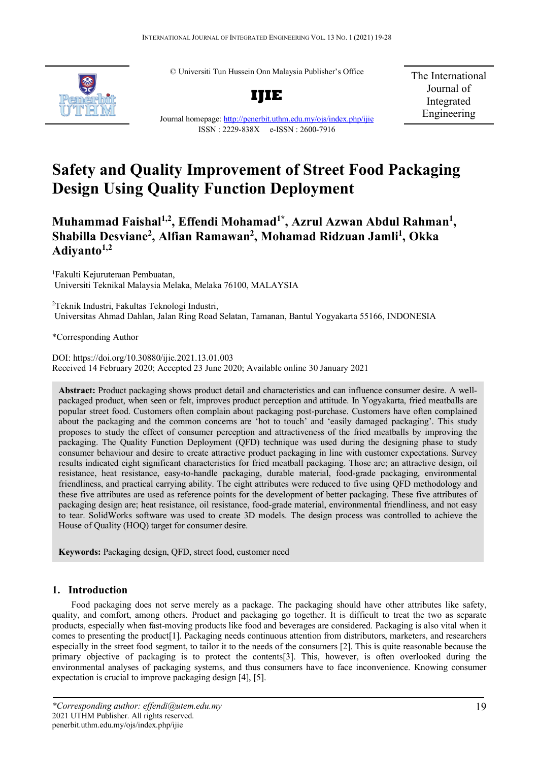© Universiti Tun Hussein Onn Malaysia Publisher's Office

**IJIE**

Journal homepage: http://penerbit.uthm.edu.my/ojs/index.php/ijie

ISSN : 2229-838X e-ISSN : 2600-7916

The International Journal of Integrated Engineering

# Safety and Quality Improvement of Street Food Packaging Design Using Quality Function Deployment

**Muhammad Faishal[1,2], Effendi Mohamad[1*], Azrul Azwan Abdul Rahman[1], Shabilla Desviane[2], Alfian Ramawan[2], Mohamad Ridzuan Jamli[1], Okka Adiyanto[1,2]**

[1]Fakulti Kejuruteraan Pembuatan, Universiti Teknikal Malaysia Melaka, Melaka 76100, MALAYSIA

[2]Teknik Industri, Fakultas Teknologi Industri, Universitas Ahmad Dahlan, Jalan Ring Road Selatan, Tamanan, Bantul Yogyakarta 55166, INDONESIA

*Corresponding Author

DOI: https://doi.org/10.30880/ijie.2021.13.01.003
Received 14 February 2020; Accepted 23 June 2020; Available online 30 January 2021

**Abstract:** Product packaging shows product detail and characteristics and can influence consumer desire. A well-packaged product, when seen or felt, improves product perception and attitude. In Yogyakarta, fried meatballs are popular street food. Customers often complain about packaging post-purchase. Customers have often complained about the packaging and the common concerns are 'hot to touch' and 'easily damaged packaging'. This study proposes to study the effect of consumer perception and attractiveness of the fried meatballs by improving the packaging. The Quality Function Deployment (QFD) technique was used during the designing phase to study consumer behaviour and desire to create attractive product packaging in line with customer expectations. Survey results indicated eight significant characteristics for fried meatball packaging. Those are; an attractive design, oil resistance, heat resistance, easy-to-handle packaging, durable material, food-grade packaging, environmental friendliness, and practical carrying ability. The eight attributes were reduced to five using QFD methodology and these five attributes are used as reference points for the development of better packaging. These five attributes of packaging design are; heat resistance, oil resistance, food-grade material, environmental friendliness, and not easy to tear. SolidWorks software was used to create 3D models. The design process was controlled to achieve the House of Quality (HOQ) target for consumer desire.

**Keywords:** Packaging design, QFD, street food, customer need

## 1. Introduction

Food packaging does not serve merely as a package. The packaging should have other attributes like safety, quality, and comfort, among others. Product and packaging go together. It is difficult to treat the two as separate products, especially when fast-moving products like food and beverages are considered. Packaging is also vital when it comes to presenting the product[1]. Packaging needs continuous attention from distributors, marketers, and researchers especially in the street food segment, to tailor it to the needs of the consumers [2]. This is quite reasonable because the primary objective of packaging is to protect the contents[3]. This, however, is often overlooked during the environmental analyses of packaging systems, and thus consumers have to face inconvenience. Knowing consumer expectation is crucial to improve packaging design [4], [5].

*Corresponding author: effendi@utem.edu.my
2021 UTHM Publisher. All rights reserved.
penerbit.uthm.edu.my/ojs/index.php/ijie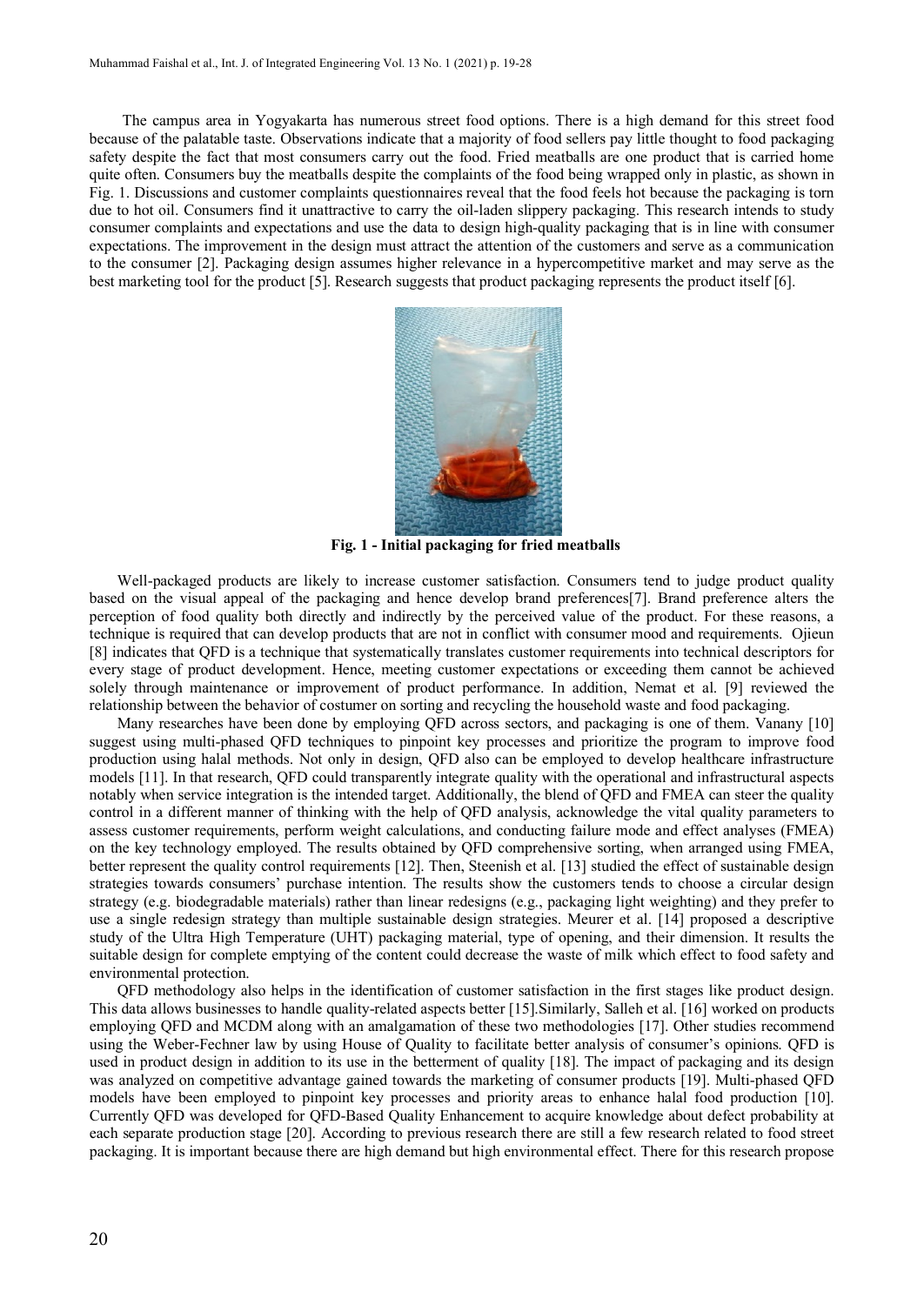The campus area in Yogyakarta has numerous street food options. There is a high demand for this street food because of the palatable taste. Observations indicate that a majority of food sellers pay little thought to food packaging safety despite the fact that most consumers carry out the food. Fried meatballs are one product that is carried home quite often. Consumers buy the meatballs despite the complaints of the food being wrapped only in plastic, as shown in Fig. 1. Discussions and customer complaints questionnaires reveal that the food feels hot because the packaging is torn due to hot oil. Consumers find it unattractive to carry the oil-laden slippery packaging. This research intends to study consumer complaints and expectations and use the data to design high-quality packaging that is in line with consumer expectations. The improvement in the design must attract the attention of the customers and serve as a communication to the consumer [2]. Packaging design assumes higher relevance in a hypercompetitive market and may serve as the best marketing tool for the product [5]. Research suggests that product packaging represents the product itself [6].

**Fig. 1 - Initial packaging for fried meatballs**

Well-packaged products are likely to increase customer satisfaction. Consumers tend to judge product quality based on the visual appeal of the packaging and hence develop brand preferences[7]. Brand preference alters the perception of food quality both directly and indirectly by the perceived value of the product. For these reasons, a technique is required that can develop products that are not in conflict with consumer mood and requirements. Ojieun [8] indicates that QFD is a technique that systematically translates customer requirements into technical descriptors for every stage of product development. Hence, meeting customer expectations or exceeding them cannot be achieved solely through maintenance or improvement of product performance. In addition, Nemat et al. [9] reviewed the relationship between the behavior of costumer on sorting and recycling the household waste and food packaging.

Many researches have been done by employing QFD across sectors, and packaging is one of them. Vanany [10] suggest using multi-phased QFD techniques to pinpoint key processes and prioritize the program to improve food production using halal methods. Not only in design, QFD also can be employed to develop healthcare infrastructure models [11]. In that research, QFD could transparently integrate quality with the operational and infrastructural aspects notably when service integration is the intended target. Additionally, the blend of QFD and FMEA can steer the quality control in a different manner of thinking with the help of QFD analysis, acknowledge the vital quality parameters to assess customer requirements, perform weight calculations, and conducting failure mode and effect analyses (FMEA) on the key technology employed. The results obtained by QFD comprehensive sorting, when arranged using FMEA, better represent the quality control requirements [12]. Then, Steenish et al. [13] studied the effect of sustainable design strategies towards consumers' purchase intention. The results show the customers tends to choose a circular design strategy (e.g. biodegradable materials) rather than linear redesigns (e.g., packaging light weighting) and they prefer to use a single redesign strategy than multiple sustainable design strategies. Meurer et al. [14] proposed a descriptive study of the Ultra High Temperature (UHT) packaging material, type of opening, and their dimension. It results the suitable design for complete emptying of the content could decrease the waste of milk which effect to food safety and environmental protection.

QFD methodology also helps in the identification of customer satisfaction in the first stages like product design. This data allows businesses to handle quality-related aspects better [15].Similarly, Salleh et al. [16] worked on products employing QFD and MCDM along with an amalgamation of these two methodologies [17]. Other studies recommend using the Weber-Fechner law by using House of Quality to facilitate better analysis of consumer's opinions. QFD is used in product design in addition to its use in the betterment of quality [18]. The impact of packaging and its design was analyzed on competitive advantage gained towards the marketing of consumer products [19]. Multi-phased QFD models have been employed to pinpoint key processes and priority areas to enhance halal food production [10]. Currently QFD was developed for QFD-Based Quality Enhancement to acquire knowledge about defect probability at each separate production stage [20]. According to previous research there are still a few research related to food street packaging. It is important because there are high demand but high environmental effect. There for this research propose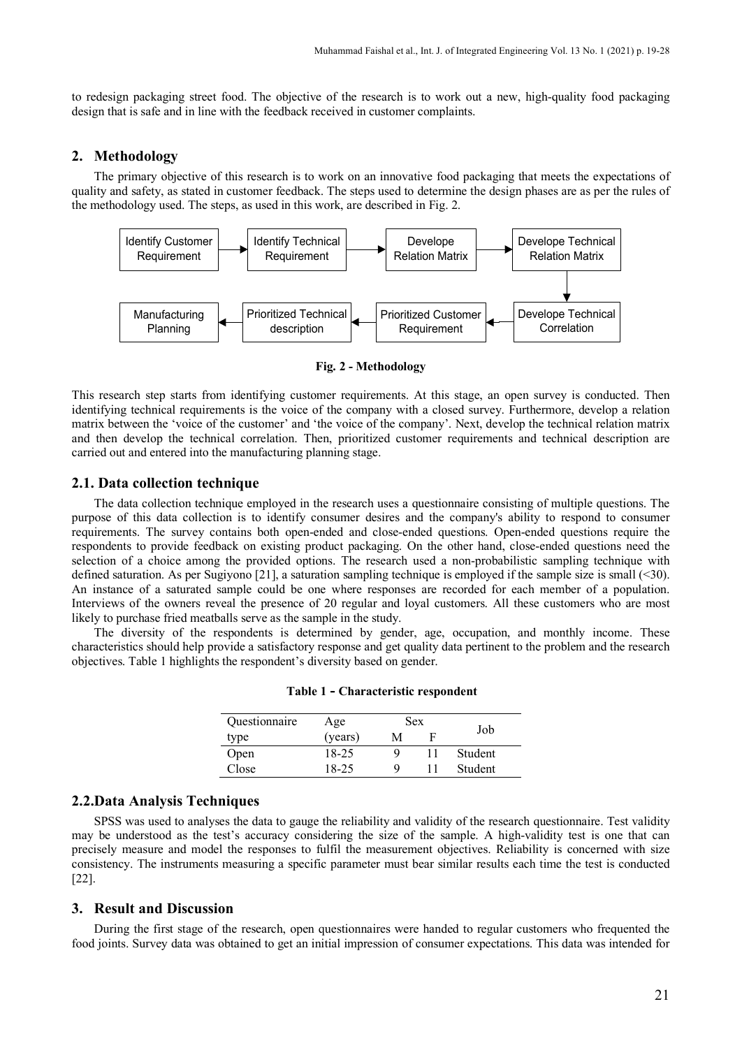to redesign packaging street food. The objective of the research is to work out a new, high-quality food packaging design that is safe and in line with the feedback received in customer complaints.

## 2. Methodology

The primary objective of this research is to work on an innovative food packaging that meets the expectations of quality and safety, as stated in customer feedback. The steps used to determine the design phases are as per the rules of the methodology used. The steps, as used in this work, are described in Fig. 2.

Identify Customer Requirement → Identify Technical Requirement → Develope Relation Matrix → Develope Technical Relation Matrix → Develope Technical Correlation → Prioritized Customer Requirement → Prioritized Technical description → Manufacturing Planning

**Fig. 2 - Methodology**

This research step starts from identifying customer requirements. At this stage, an open survey is conducted. Then identifying technical requirements is the voice of the company with a closed survey. Furthermore, develop a relation matrix between the 'voice of the customer' and 'the voice of the company'. Next, develop the technical relation matrix and then develop the technical correlation. Then, prioritized customer requirements and technical description are carried out and entered into the manufacturing planning stage.

### 2.1. Data collection technique

The data collection technique employed in the research uses a questionnaire consisting of multiple questions. The purpose of this data collection is to identify consumer desires and the company's ability to respond to consumer requirements. The survey contains both open-ended and close-ended questions. Open-ended questions require the respondents to provide feedback on existing product packaging. On the other hand, close-ended questions need the selection of a choice among the provided options. The research used a non-probabilistic sampling technique with defined saturation. As per Sugiyono [21], a saturation sampling technique is employed if the sample size is small (<30). An instance of a saturated sample could be one where responses are recorded for each member of a population. Interviews of the owners reveal the presence of 20 regular and loyal customers. All these customers who are most likely to purchase fried meatballs serve as the sample in the study.

The diversity of the respondents is determined by gender, age, occupation, and monthly income. These characteristics should help provide a satisfactory response and get quality data pertinent to the problem and the research objectives. Table 1 highlights the respondent's diversity based on gender.

**Table 1 - Characteristic respondent**

| Questionnaire type | Age (years) | Sex | | Job |
|---|---|---|---|---|
| | | M | F | |
| Open | 18-25 | 9 | 11 | Student |
| Close | 18-25 | 9 | 11 | Student |

### 2.2. Data Analysis Techniques

SPSS was used to analyses the data to gauge the reliability and validity of the research questionnaire. Test validity may be understood as the test's accuracy considering the size of the sample. A high-validity test is one that can precisely measure and model the responses to fulfil the measurement objectives. Reliability is concerned with size consistency. The instruments measuring a specific parameter must bear similar results each time the test is conducted [22].

## 3. Result and Discussion

During the first stage of the research, open questionnaires were handed to regular customers who frequented the food joints. Survey data was obtained to get an initial impression of consumer expectations. This data was intended for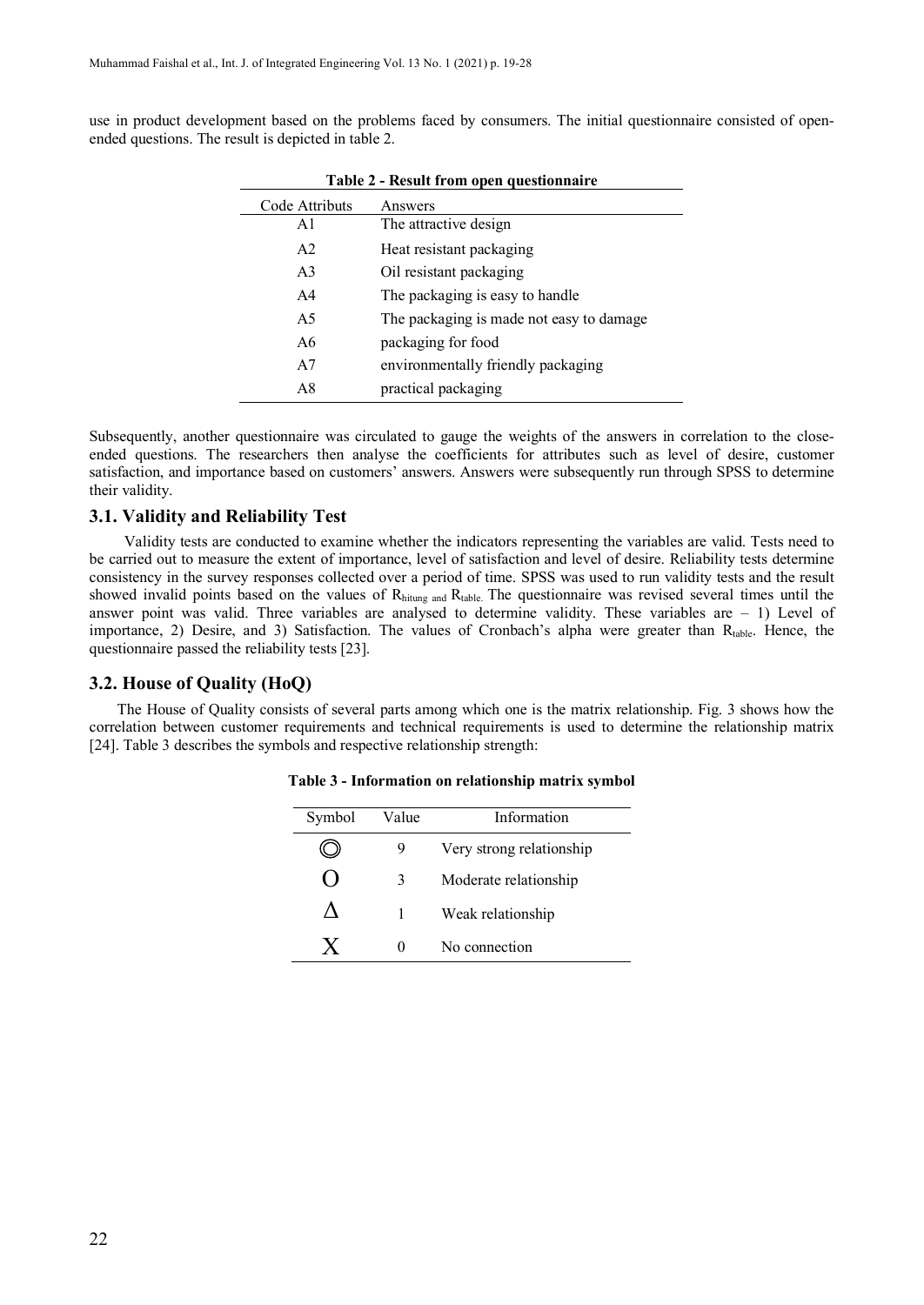use in product development based on the problems faced by consumers. The initial questionnaire consisted of open-ended questions. The result is depicted in table 2.

**Table 2 - Result from open questionnaire**

| Code Attributs | Answers |
| --- | --- |
| A1 | The attractive design |
| A2 | Heat resistant packaging |
| A3 | Oil resistant packaging |
| A4 | The packaging is easy to handle |
| A5 | The packaging is made not easy to damage |
| A6 | packaging for food |
| A7 | environmentally friendly packaging |
| A8 | practical packaging |

Subsequently, another questionnaire was circulated to gauge the weights of the answers in correlation to the close-ended questions. The researchers then analyse the coefficients for attributes such as level of desire, customer satisfaction, and importance based on customers' answers. Answers were subsequently run through SPSS to determine their validity.

### 3.1. Validity and Reliability Test

Validity tests are conducted to examine whether the indicators representing the variables are valid. Tests need to be carried out to measure the extent of importance, level of satisfaction and level of desire. Reliability tests determine consistency in the survey responses collected over a period of time. SPSS was used to run validity tests and the result showed invalid points based on the values of $R_{hitung}$ and $R_{table}$. The questionnaire was revised several times until the answer point was valid. Three variables are analysed to determine validity. These variables are – 1) Level of importance, 2) Desire, and 3) Satisfaction. The values of Cronbach's alpha were greater than $R_{table}$. Hence, the questionnaire passed the reliability tests [23].

### 3.2. House of Quality (HoQ)

The House of Quality consists of several parts among which one is the matrix relationship. Fig. 3 shows how the correlation between customer requirements and technical requirements is used to determine the relationship matrix [24]. Table 3 describes the symbols and respective relationship strength:

**Table 3 - Information on relationship matrix symbol**

| Symbol | Value | Information |
| --- | --- | --- |
| ◎ | 9 | Very strong relationship |
| O | 3 | Moderate relationship |
| Δ | 1 | Weak relationship |
| X | 0 | No connection |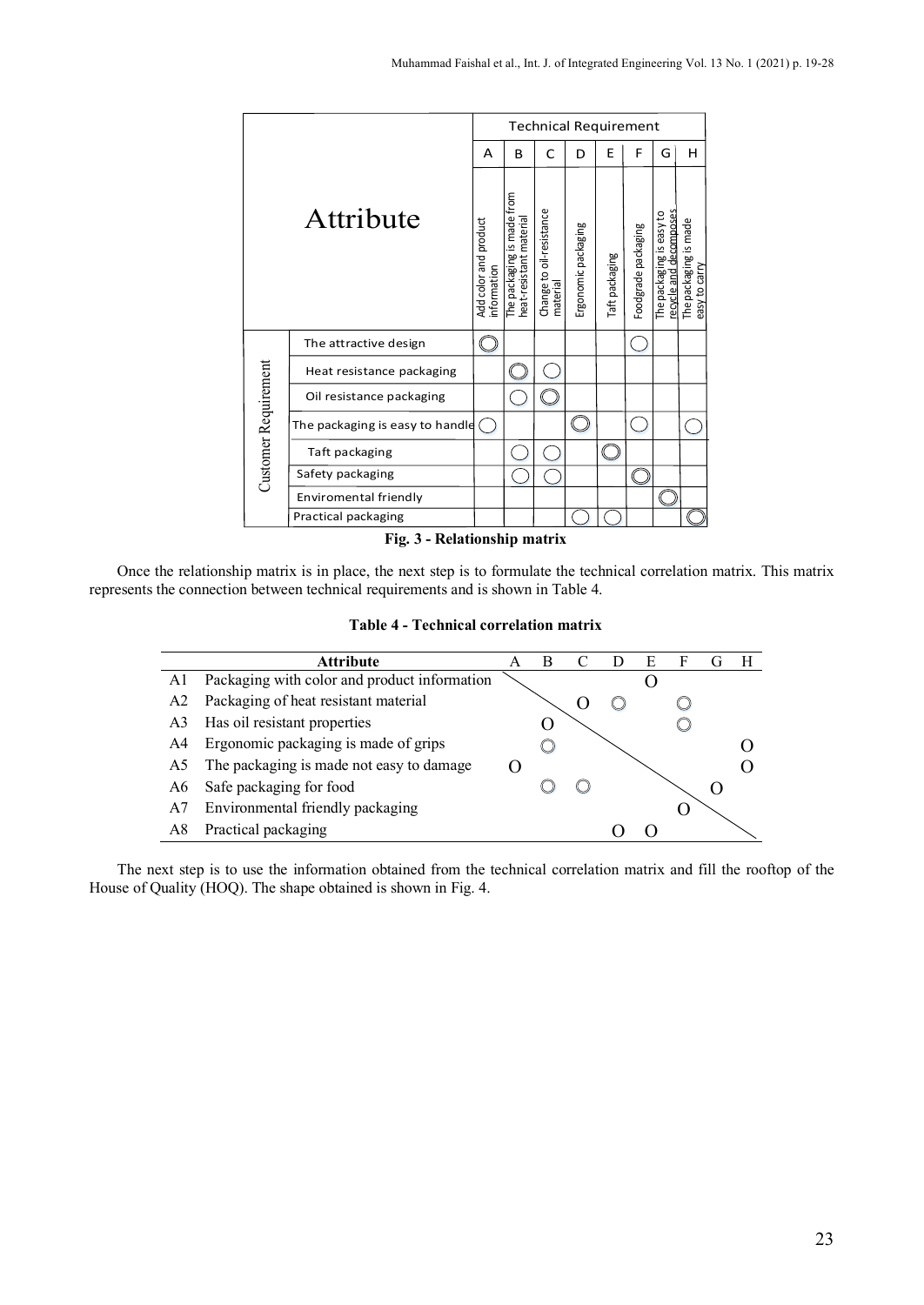|  |  | Technical Requirement | | | | | | | |
|---|---|---|---|---|---|---|---|---|---|
|  |  | A | B | C | D | E | F | G | H |
| **Attribute** |  | Add color and product information | The packaging is made from heat-resistant material | Change to oil-resistance material | Ergonomic packaging | Taft packaging | Foodgrade packaging | The packaging is easy to recycle and decomposes | The packaging is made easy to carry |
| Customer Requirement | The attractive design | ◎ |  |  |  |  | ○ |  |  |
|  | Heat resistance packaging |  | ◎ | ○ |  |  |  |  |  |
|  | Oil resistance packaging |  | ○ | ◎ |  |  |  |  |  |
|  | The packaging is easy to handle | ○ |  |  | ◎ |  | ○ |  | ○ |
|  | Taft packaging |  | ○ | ○ |  | ◎ |  |  |  |
|  | Safety packaging |  | ○ | ○ |  |  | ◎ |  |  |
|  | Enviromental friendly |  |  |  |  |  |  | ◎ |  |
|  | Practical packaging |  |  |  | ○ | ○ |  |  | ◎ |

**Fig. 3 - Relationship matrix**

Once the relationship matrix is in place, the next step is to formulate the technical correlation matrix. This matrix represents the connection between technical requirements and is shown in Table 4.

**Table 4 - Technical correlation matrix**

|  | Attribute | A | B | C | D | E | F | G | H |
|---|---|---|---|---|---|---|---|---|---|
| A1 | Packaging with color and product information |  |  |  |  | O |  |  |  |
| A2 | Packaging of heat resistant material |  |  | O | ◎ |  | ◎ |  |  |
| A3 | Has oil resistant properties |  | O |  |  |  | ◎ |  |  |
| A4 | Ergonomic packaging is made of grips |  | ◎ |  |  |  |  |  | O |
| A5 | The packaging is made not easy to damage | O |  |  |  |  |  |  | O |
| A6 | Safe packaging for food |  | ◎ | ◎ |  |  |  | O |  |
| A7 | Environmental friendly packaging |  |  |  |  |  | O |  |  |
| A8 | Practical packaging |  |  |  | O | O |  |  |  |

The next step is to use the information obtained from the technical correlation matrix and fill the rooftop of the House of Quality (HOQ). The shape obtained is shown in Fig. 4.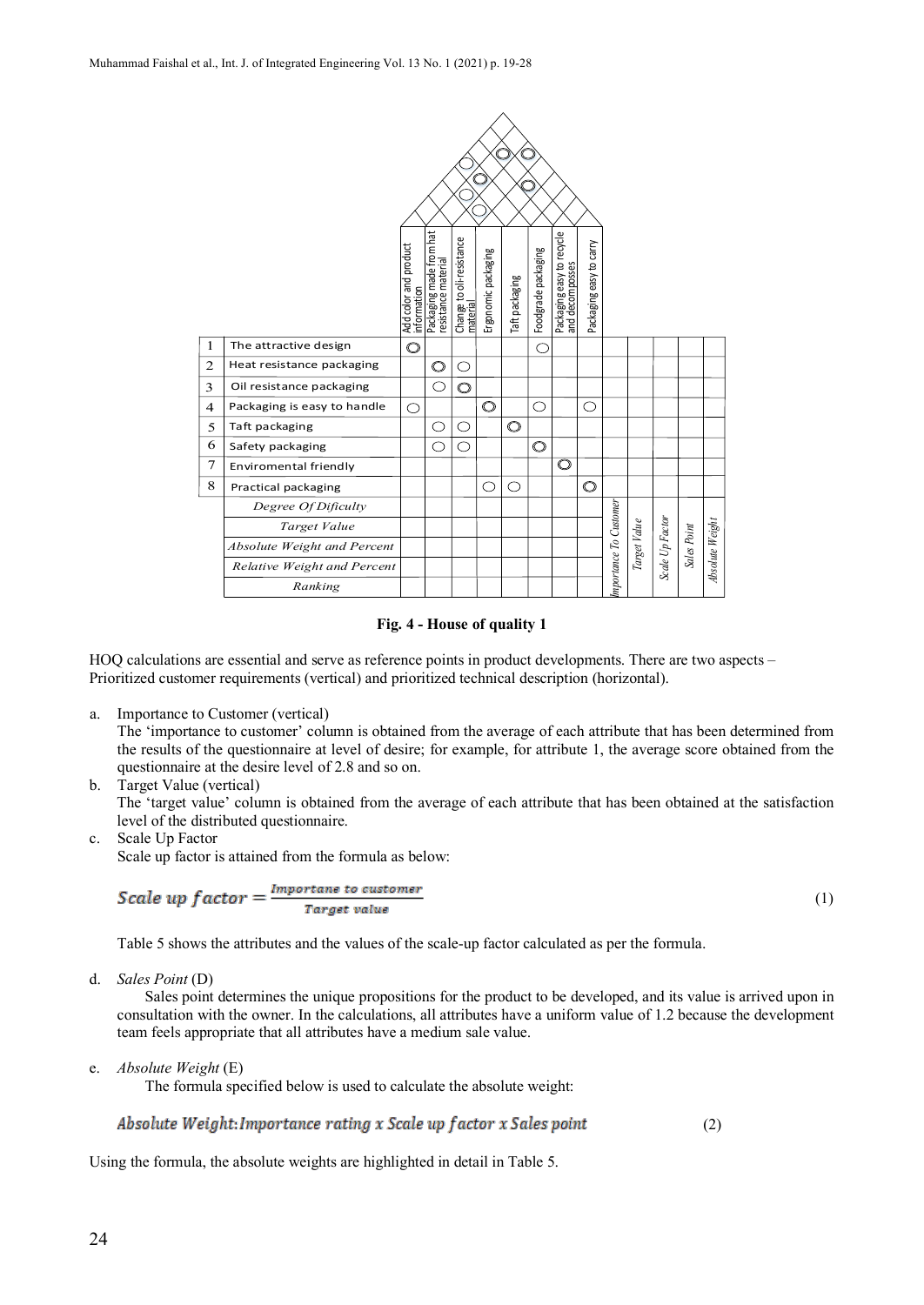| No. | Customer requirements | Add color and product information | Packaging made from hat resistance material | Change to oli-resistance material | Ergonomic packaging | Taft packaging | Foodgrade packaging | Packaging easy to recycle and decomposses | Packaging easy to carry | Importance To Customer | Target Value | Scale Up Factor | Sales Point | Absolute Weight |
|---|---|---|---|---|---|---|---|---|---|---|---|---|---|---|
| 1 | The attractive design | ◎ | | | | | ○ | | | | | | | |
| 2 | Heat resistance packaging | | ◎ | ○ | | | | | | | | | | |
| 3 | Oil resistance packaging | | ○ | ◎ | | | | | | | | | | |
| 4 | Packaging is easy to handle | ○ | | | ◎ | | ○ | | ○ | | | | | |
| 5 | Taft packaging | | ○ | ○ | | ◎ | | | | | | | | |
| 6 | Safety packaging | | ○ | ○ | | | ◎ | | | | | | | |
| 7 | Enviromental friendly | | | | | | | ◎ | | | | | | |
| 8 | Practical packaging | | | | ○ | ○ | | | ◎ | | | | | |
| | *Degree Of Dificulty* | | | | | | | | | | | | | |
| | *Target Value* | | | | | | | | | | | | | |
| | *Absolute Weight and Percent* | | | | | | | | | | | | | |
| | *Relative Weight and Percent* | | | | | | | | | | | | | |
| | *Ranking* | | | | | | | | | | | | | |

**Fig. 4 - House of quality 1**

HOQ calculations are essential and serve as reference points in product developments. There are two aspects – Prioritized customer requirements (vertical) and prioritized technical description (horizontal).

a. Importance to Customer (vertical)
   The 'importance to customer' column is obtained from the average of each attribute that has been determined from the results of the questionnaire at level of desire; for example, for attribute 1, the average score obtained from the questionnaire at the desire level of 2.8 and so on.
b. Target Value (vertical)
   The 'target value' column is obtained from the average of each attribute that has been obtained at the satisfaction level of the distributed questionnaire.
c. Scale Up Factor
   Scale up factor is attained from the formula as below:

$$Scale\ up\ factor = \frac{Importane\ to\ customer}{Target\ value} \tag{1}$$

   Table 5 shows the attributes and the values of the scale-up factor calculated as per the formula.

d. *Sales Point* (D)
   Sales point determines the unique propositions for the product to be developed, and its value is arrived upon in consultation with the owner. In the calculations, all attributes have a uniform value of 1.2 because the development team feels appropriate that all attributes have a medium sale value.

e. *Absolute Weight* (E)
   The formula specified below is used to calculate the absolute weight:

$$Absolute\ Weight: Importance\ rating \times Scale\ up\ factor \times Sales\ point \tag{2}$$

Using the formula, the absolute weights are highlighted in detail in Table 5.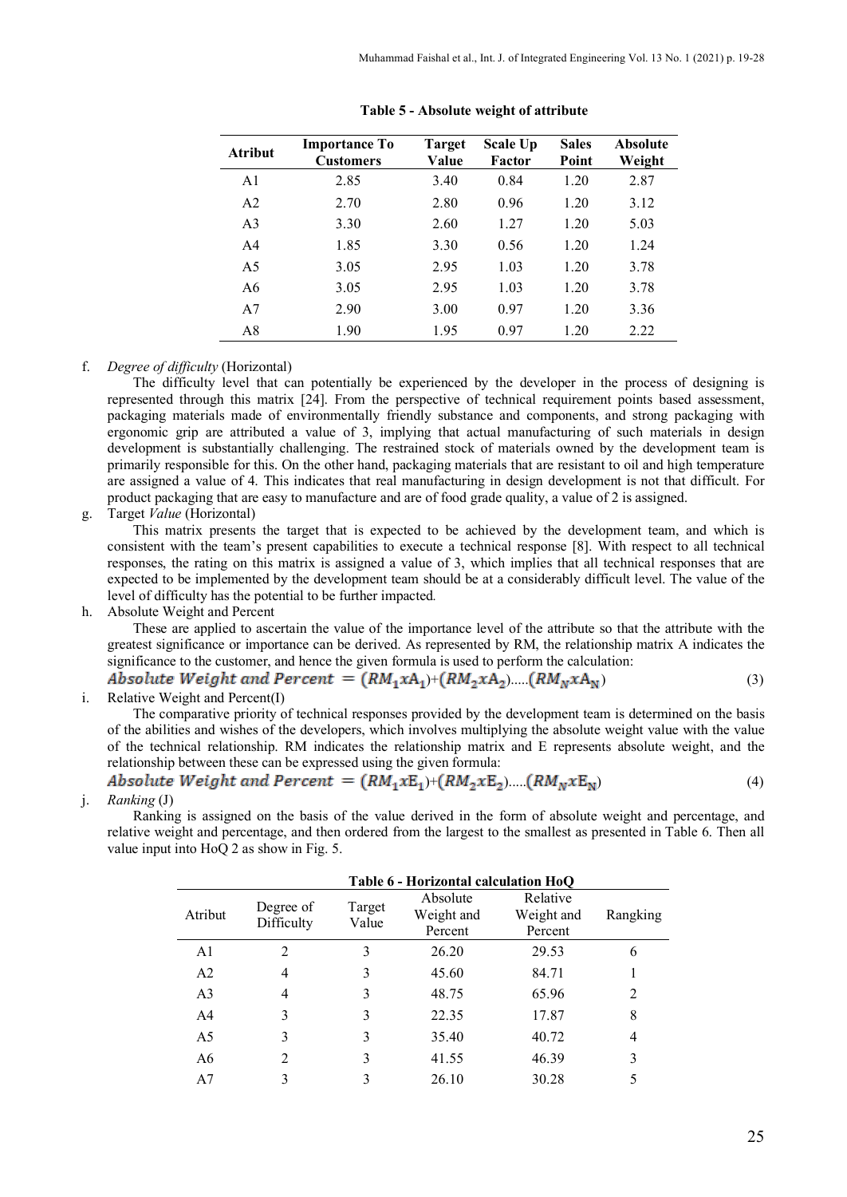**Table 5 - Absolute weight of attribute**

| Atribut | Importance To Customers | Target Value | Scale Up Factor | Sales Point | Absolute Weight |
|---|---|---|---|---|---|
| A1 | 2.85 | 3.40 | 0.84 | 1.20 | 2.87 |
| A2 | 2.70 | 2.80 | 0.96 | 1.20 | 3.12 |
| A3 | 3.30 | 2.60 | 1.27 | 1.20 | 5.03 |
| A4 | 1.85 | 3.30 | 0.56 | 1.20 | 1.24 |
| A5 | 3.05 | 2.95 | 1.03 | 1.20 | 3.78 |
| A6 | 3.05 | 2.95 | 1.03 | 1.20 | 3.78 |
| A7 | 2.90 | 3.00 | 0.97 | 1.20 | 3.36 |
| A8 | 1.90 | 1.95 | 0.97 | 1.20 | 2.22 |

f. *Degree of difficulty* (Horizontal)

The difficulty level that can potentially be experienced by the developer in the process of designing is represented through this matrix [24]. From the perspective of technical requirement points based assessment, packaging materials made of environmentally friendly substance and components, and strong packaging with ergonomic grip are attributed a value of 3, implying that actual manufacturing of such materials in design development is substantially challenging. The restrained stock of materials owned by the development team is primarily responsible for this. On the other hand, packaging materials that are resistant to oil and high temperature are assigned a value of 4. This indicates that real manufacturing in design development is not that difficult. For product packaging that are easy to manufacture and are of food grade quality, a value of 2 is assigned.

g. Target *Value* (Horizontal)

This matrix presents the target that is expected to be achieved by the development team, and which is consistent with the team's present capabilities to execute a technical response [8]. With respect to all technical responses, the rating on this matrix is assigned a value of 3, which implies that all technical responses that are expected to be implemented by the development team should be at a considerably difficult level. The value of the level of difficulty has the potential to be further impacted.

h. Absolute Weight and Percent

These are applied to ascertain the value of the importance level of the attribute so that the attribute with the greatest significance or importance can be derived. As represented by RM, the relationship matrix A indicates the significance to the customer, and hence the given formula is used to perform the calculation:

$$Absolute\ Weight\ and\ Percent = (RM_1 x A_1) + (RM_2 x A_2) \ldots\ldots (RM_N x A_N) \tag{3}$$

i. Relative Weight and Percent(I)

The comparative priority of technical responses provided by the development team is determined on the basis of the abilities and wishes of the developers, which involves multiplying the absolute weight value with the value of the technical relationship. RM indicates the relationship matrix and E represents absolute weight, and the relationship between these can be expressed using the given formula:

$$Absolute\ Weight\ and\ Percent = (RM_1 x E_1) + (RM_2 x E_2) \ldots\ldots (RM_N x E_N) \tag{4}$$

j. *Ranking* (J)

Ranking is assigned on the basis of the value derived in the form of absolute weight and percentage, and relative weight and percentage, and then ordered from the largest to the smallest as presented in Table 6. Then all value input into HoQ 2 as show in Fig. 5.

**Table 6 - Horizontal calculation HoQ**

| Atribut | Degree of Difficulty | Target Value | Absolute Weight and Percent | Relative Weight and Percent | Rangking |
|---|---|---|---|---|---|
| A1 | 2 | 3 | 26.20 | 29.53 | 6 |
| A2 | 4 | 3 | 45.60 | 84.71 | 1 |
| A3 | 4 | 3 | 48.75 | 65.96 | 2 |
| A4 | 3 | 3 | 22.35 | 17.87 | 8 |
| A5 | 3 | 3 | 35.40 | 40.72 | 4 |
| A6 | 2 | 3 | 41.55 | 46.39 | 3 |
| A7 | 3 | 3 | 26.10 | 30.28 | 5 |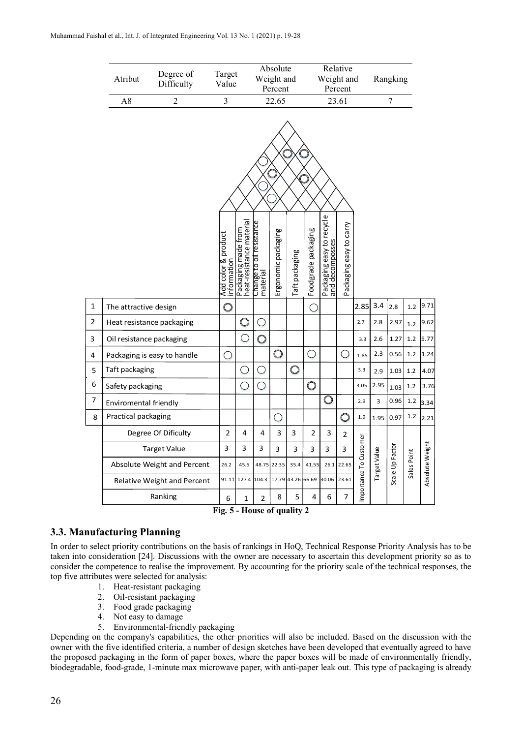| Atribut | Degree of Difficulty | Target Value | Absolute Weight and Percent | Relative Weight and Percent | Rangking |
|---|---|---|---|---|---|
| A8 | 2 | 3 | 22.65 | 23.61 | 7 |

| No | Customer Requirement | Add color & product information | Packaging made from heat-resistance material | Change to oil resistance material | Ergonomic packaging | Taft packaging | Foodgrade packaging | Packaging easy to recycle and decomposses | Packaging easy to carry | Importance To Customer | Target Value | Scale Up Factor | Sales Point | Absolute Weight |
|---|---|---|---|---|---|---|---|---|---|---|---|---|---|---|
| 1 | The attractive design | ◎ | | | | | ○ | | | 2.85 | 3.4 | 2.8 | 1.2 | 9.71 |
| 2 | Heat resistance packaging | | ◎ | ○ | | | | | | 2.7 | 2.8 | 2.97 | 1.2 | 9.62 |
| 3 | Oil resistance packaging | | ○ | ◎ | | | | | | 3.3 | 2.6 | 1.27 | 1.2 | 5.77 |
| 4 | Packaging is easy to handle | ○ | | | ◎ | | ○ | | ○ | 1.85 | 2.3 | 0.56 | 1.2 | 1.24 |
| 5 | Taft packaging | | ○ | ○ | | ◎ | | | | 3.3 | 2.9 | 1.03 | 1.2 | 4.07 |
| 6 | Safety packaging | | ○ | ○ | | | ◎ | | | 3.05 | 2.95 | 1.03 | 1.2 | 3.76 |
| 7 | Enviromental friendly | | | | | | | ◎ | | 2.9 | 3 | 0.96 | 1.2 | 3.34 |
| 8 | Practical packaging | | | | ○ | | | | ◎ | 1.9 | 1.95 | 0.97 | 1.2 | 2.21 |
| | Degree Of Dificulty | 2 | 4 | 4 | 3 | 3 | 2 | 3 | 2 | | | | | |
| | Target Value | 3 | 3 | 3 | 3 | 3 | 3 | 3 | 3 | | | | | |
| | Absolute Weight and Percent | 26.2 | 45.6 | 48.75 | 22.35 | 35.4 | 41.55 | 26.1 | 22.65 | | | | | |
| | Relative Weight and Percent | 91.11 | 127.4 | 104.3 | 17.79 | 43.26 | 66.69 | 30.06 | 23.61 | | | | | |
| | Ranking | 6 | 1 | 2 | 8 | 5 | 4 | 6 | 7 | | | | | |

**Fig. 5 - House of quality 2**

### 3.3. Manufacturing Planning

In order to select priority contributions on the basis of rankings in HoQ, Technical Response Priority Analysis has to be taken into consideration [24]. Discussions with the owner are necessary to ascertain this development priority so as to consider the competence to realise the improvement. By accounting for the priority scale of the technical responses, the top five attributes were selected for analysis:

1. Heat-resistant packaging
2. Oil-resistant packaging
3. Food grade packaging
4. Not easy to damage
5. Environmental-friendly packaging

Depending on the company's capabilities, the other priorities will also be included. Based on the discussion with the owner with the five identified criteria, a number of design sketches have been developed that eventually agreed to have the proposed packaging in the form of paper boxes, where the paper boxes will be made of environmentally friendly, biodegradable, food-grade, 1-minute max microwave paper, with anti-paper leak out. This type of packaging is already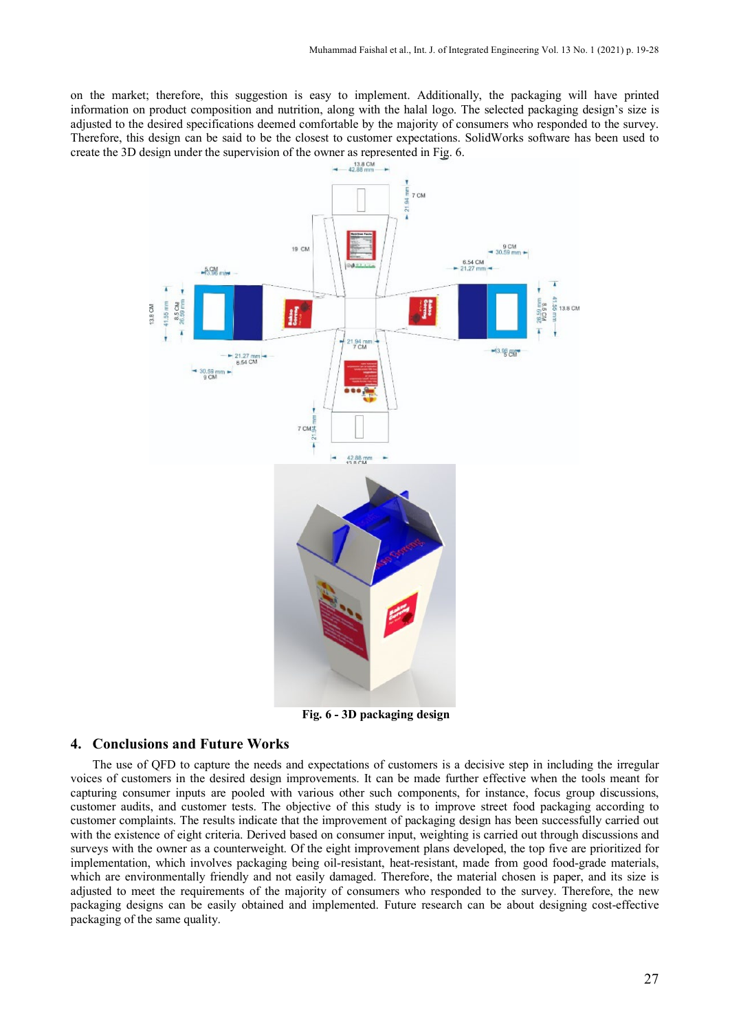on the market; therefore, this suggestion is easy to implement. Additionally, the packaging will have printed information on product composition and nutrition, along with the halal logo. The selected packaging design's size is adjusted to the desired specifications deemed comfortable by the majority of consumers who responded to the survey. Therefore, this design can be said to be the closest to customer expectations. SolidWorks software has been used to create the 3D design under the supervision of the owner as represented in Fig. 6.

**Fig. 6 - 3D packaging design**

## 4. Conclusions and Future Works

The use of QFD to capture the needs and expectations of customers is a decisive step in including the irregular voices of customers in the desired design improvements. It can be made further effective when the tools meant for capturing consumer inputs are pooled with various other such components, for instance, focus group discussions, customer audits, and customer tests. The objective of this study is to improve street food packaging according to customer complaints. The results indicate that the improvement of packaging design has been successfully carried out with the existence of eight criteria. Derived based on consumer input, weighting is carried out through discussions and surveys with the owner as a counterweight. Of the eight improvement plans developed, the top five are prioritized for implementation, which involves packaging being oil-resistant, heat-resistant, made from good food-grade materials, which are environmentally friendly and not easily damaged. Therefore, the material chosen is paper, and its size is adjusted to meet the requirements of the majority of consumers who responded to the survey. Therefore, the new packaging designs can be easily obtained and implemented. Future research can be about designing cost-effective packaging of the same quality.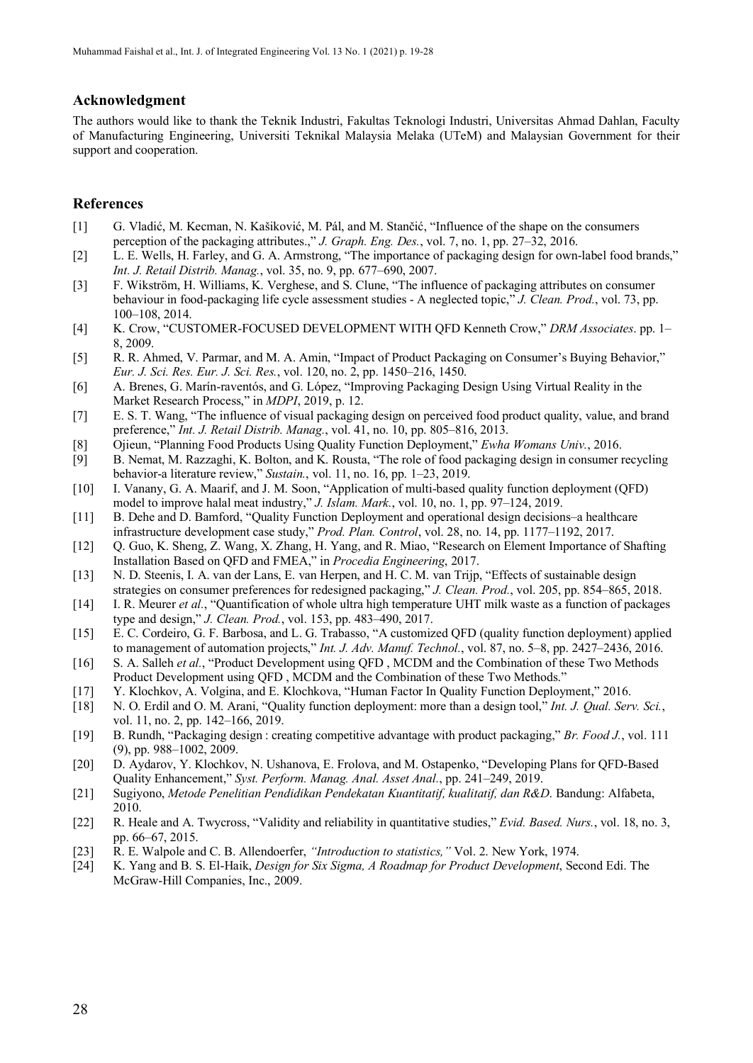## Acknowledgment

The authors would like to thank the Teknik Industri, Fakultas Teknologi Industri, Universitas Ahmad Dahlan, Faculty of Manufacturing Engineering, Universiti Teknikal Malaysia Melaka (UTeM) and Malaysian Government for their support and cooperation.

## References

[1] G. Vladić, M. Kecman, N. Kašiković, M. Pál, and M. Stančić, "Influence of the shape on the consumers perception of the packaging attributes.," *J. Graph. Eng. Des.*, vol. 7, no. 1, pp. 27–32, 2016.

[2] L. E. Wells, H. Farley, and G. A. Armstrong, "The importance of packaging design for own-label food brands," *Int. J. Retail Distrib. Manag.*, vol. 35, no. 9, pp. 677–690, 2007.

[3] F. Wikström, H. Williams, K. Verghese, and S. Clune, "The influence of packaging attributes on consumer behaviour in food-packaging life cycle assessment studies - A neglected topic," *J. Clean. Prod.*, vol. 73, pp. 100–108, 2014.

[4] K. Crow, "CUSTOMER-FOCUSED DEVELOPMENT WITH QFD Kenneth Crow," *DRM Associates*. pp. 1–8, 2009.

[5] R. R. Ahmed, V. Parmar, and M. A. Amin, "Impact of Product Packaging on Consumer's Buying Behavior," *Eur. J. Sci. Res. Eur. J. Sci. Res.*, vol. 120, no. 2, pp. 1450–216, 1450.

[6] A. Brenes, G. Marín-raventós, and G. López, "Improving Packaging Design Using Virtual Reality in the Market Research Process," in *MDPI*, 2019, p. 12.

[7] E. S. T. Wang, "The influence of visual packaging design on perceived food product quality, value, and brand preference," *Int. J. Retail Distrib. Manag.*, vol. 41, no. 10, pp. 805–816, 2013.

[8] Ojieun, "Planning Food Products Using Quality Function Deployment," *Ewha Womans Univ.*, 2016.

[9] B. Nemat, M. Razzaghi, K. Bolton, and K. Rousta, "The role of food packaging design in consumer recycling behavior-a literature review," *Sustain.*, vol. 11, no. 16, pp. 1–23, 2019.

[10] I. Vanany, G. A. Maarif, and J. M. Soon, "Application of multi-based quality function deployment (QFD) model to improve halal meat industry," *J. Islam. Mark.*, vol. 10, no. 1, pp. 97–124, 2019.

[11] B. Dehe and D. Bamford, "Quality Function Deployment and operational design decisions–a healthcare infrastructure development case study," *Prod. Plan. Control*, vol. 28, no. 14, pp. 1177–1192, 2017.

[12] Q. Guo, K. Sheng, Z. Wang, X. Zhang, H. Yang, and R. Miao, "Research on Element Importance of Shafting Installation Based on QFD and FMEA," in *Procedia Engineering*, 2017.

[13] N. D. Steenis, I. A. van der Lans, E. van Herpen, and H. C. M. van Trijp, "Effects of sustainable design strategies on consumer preferences for redesigned packaging," *J. Clean. Prod.*, vol. 205, pp. 854–865, 2018.

[14] I. R. Meurer *et al.*, "Quantification of whole ultra high temperature UHT milk waste as a function of packages type and design," *J. Clean. Prod.*, vol. 153, pp. 483–490, 2017.

[15] E. C. Cordeiro, G. F. Barbosa, and L. G. Trabasso, "A customized QFD (quality function deployment) applied to management of automation projects," *Int. J. Adv. Manuf. Technol.*, vol. 87, no. 5–8, pp. 2427–2436, 2016.

[16] S. A. Salleh *et al.*, "Product Development using QFD , MCDM and the Combination of these Two Methods Product Development using QFD , MCDM and the Combination of these Two Methods."

[17] Y. Klochkov, A. Volgina, and E. Klochkova, "Human Factor In Quality Function Deployment," 2016.

[18] N. O. Erdil and O. M. Arani, "Quality function deployment: more than a design tool," *Int. J. Qual. Serv. Sci.*, vol. 11, no. 2, pp. 142–166, 2019.

[19] B. Rundh, "Packaging design : creating competitive advantage with product packaging," *Br. Food J.*, vol. 111 (9), pp. 988–1002, 2009.

[20] D. Aydarov, Y. Klochkov, N. Ushanova, E. Frolova, and M. Ostapenko, "Developing Plans for QFD-Based Quality Enhancement," *Syst. Perform. Manag. Anal. Asset Anal.*, pp. 241–249, 2019.

[21] Sugiyono, *Metode Penelitian Pendidikan Pendekatan Kuantitatif, kualitatif, dan R&D*. Bandung: Alfabeta, 2010.

[22] R. Heale and A. Twycross, "Validity and reliability in quantitative studies," *Evid. Based. Nurs.*, vol. 18, no. 3, pp. 66–67, 2015.

[23] R. E. Walpole and C. B. Allendoerfer, *"Introduction to statistics,"* Vol. 2. New York, 1974.

[24] K. Yang and B. S. El-Haik, *Design for Six Sigma, A Roadmap for Product Development*, Second Edi. The McGraw-Hill Companies, Inc., 2009.